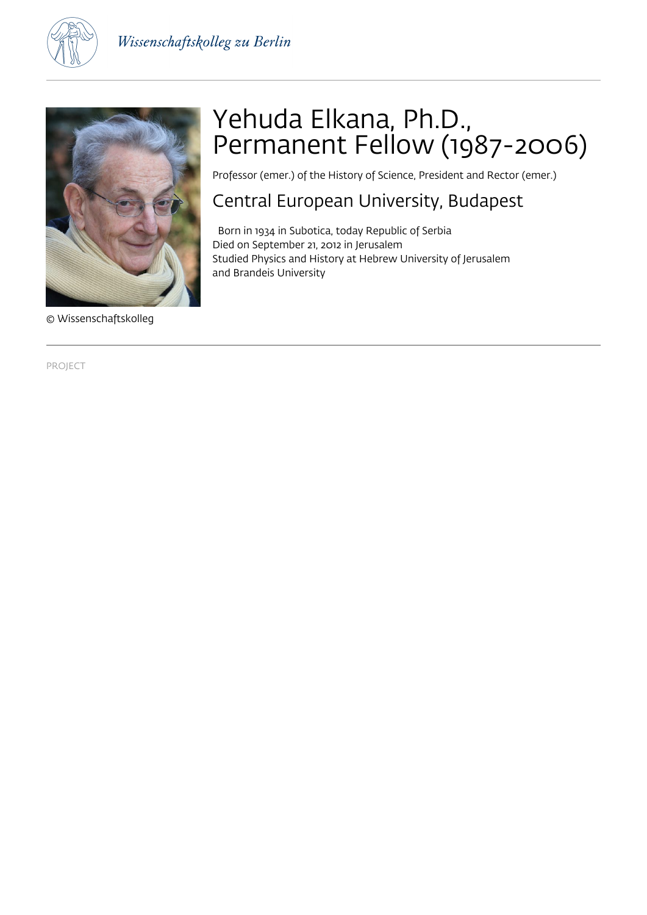# Yehuda Elkana, Ph.D., Permanent Fellow (1987-2006)

Professor (emer.) of the History of Science, President and Rector (emer.)

## Central European University, Budapest

Born in 1934 in Subotica, today Republic of Serbia
Died on September 21, 2012 in Jerusalem
Studied Physics and History at Hebrew University of Jerusalem and Brandeis University

© Wissenschaftskolleg

PROJECT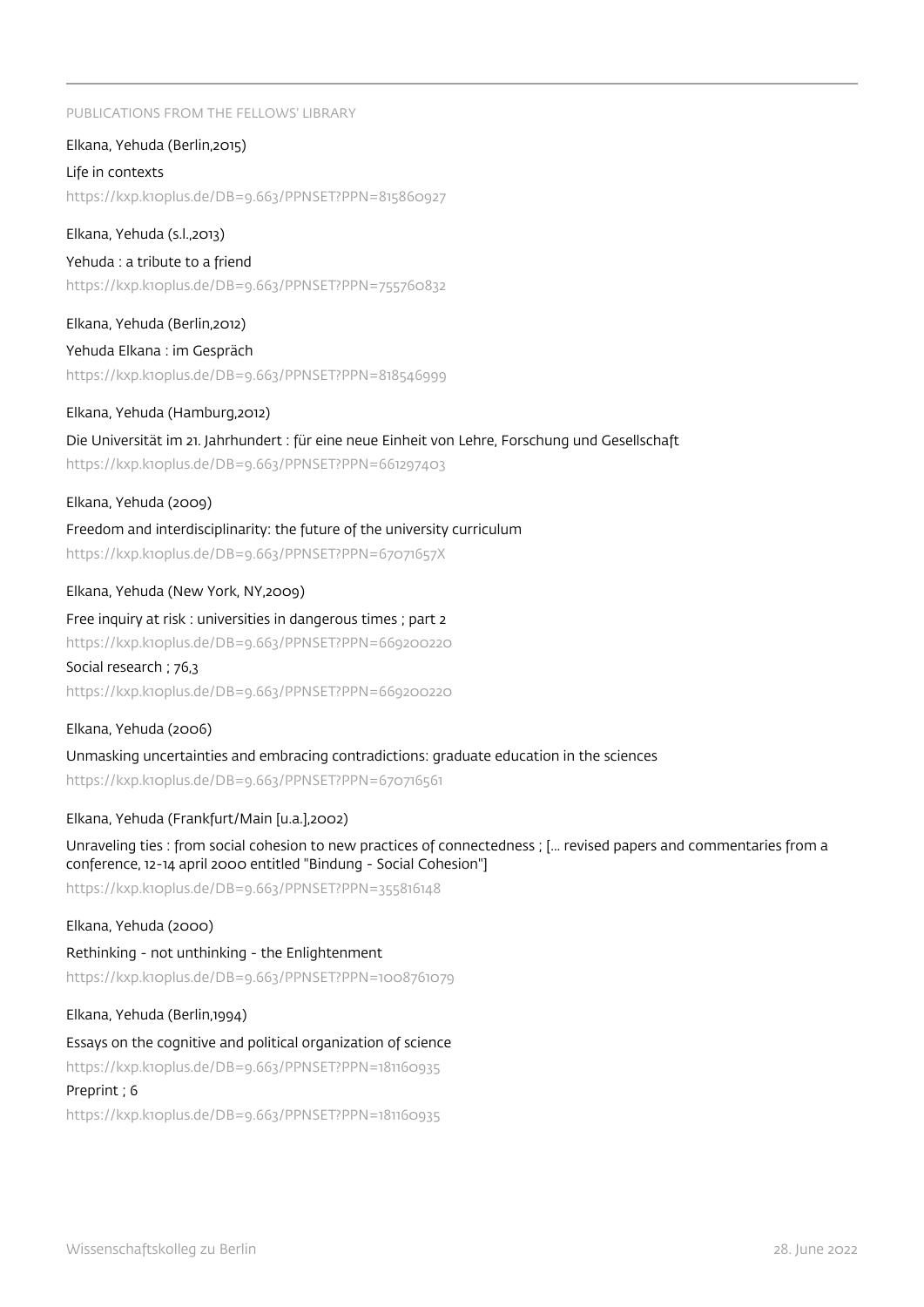PUBLICATIONS FROM THE FELLOWS' LIBRARY

Elkana, Yehuda (Berlin,2015)

Life in contexts

https://kxp.k10plus.de/DB=9.663/PPNSET?PPN=815860927

Elkana, Yehuda (s.l.,2013)

Yehuda : a tribute to a friend

https://kxp.k10plus.de/DB=9.663/PPNSET?PPN=755760832

Elkana, Yehuda (Berlin,2012)

Yehuda Elkana : im Gespräch

https://kxp.k10plus.de/DB=9.663/PPNSET?PPN=818546999

Elkana, Yehuda (Hamburg,2012)

Die Universität im 21. Jahrhundert : für eine neue Einheit von Lehre, Forschung und Gesellschaft

https://kxp.k10plus.de/DB=9.663/PPNSET?PPN=661297403

Elkana, Yehuda (2009)

Freedom and interdisciplinarity: the future of the university curriculum

https://kxp.k10plus.de/DB=9.663/PPNSET?PPN=67071657X

Elkana, Yehuda (New York, NY,2009)

Free inquiry at risk : universities in dangerous times ; part 2

https://kxp.k10plus.de/DB=9.663/PPNSET?PPN=669200220

Social research ; 76,3

https://kxp.k10plus.de/DB=9.663/PPNSET?PPN=669200220

Elkana, Yehuda (2006)

Unmasking uncertainties and embracing contradictions: graduate education in the sciences

https://kxp.k10plus.de/DB=9.663/PPNSET?PPN=670716561

Elkana, Yehuda (Frankfurt/Main [u.a.],2002)

Unraveling ties : from social cohesion to new practices of connectedness ; [... revised papers and commentaries from a conference, 12-14 april 2000 entitled "Bindung - Social Cohesion"]

https://kxp.k10plus.de/DB=9.663/PPNSET?PPN=355816148

Elkana, Yehuda (2000)

Rethinking - not unthinking - the Enlightenment

https://kxp.k10plus.de/DB=9.663/PPNSET?PPN=1008761079

Elkana, Yehuda (Berlin,1994)

Essays on the cognitive and political organization of science

https://kxp.k10plus.de/DB=9.663/PPNSET?PPN=181160935

Preprint ; 6

https://kxp.k10plus.de/DB=9.663/PPNSET?PPN=181160935